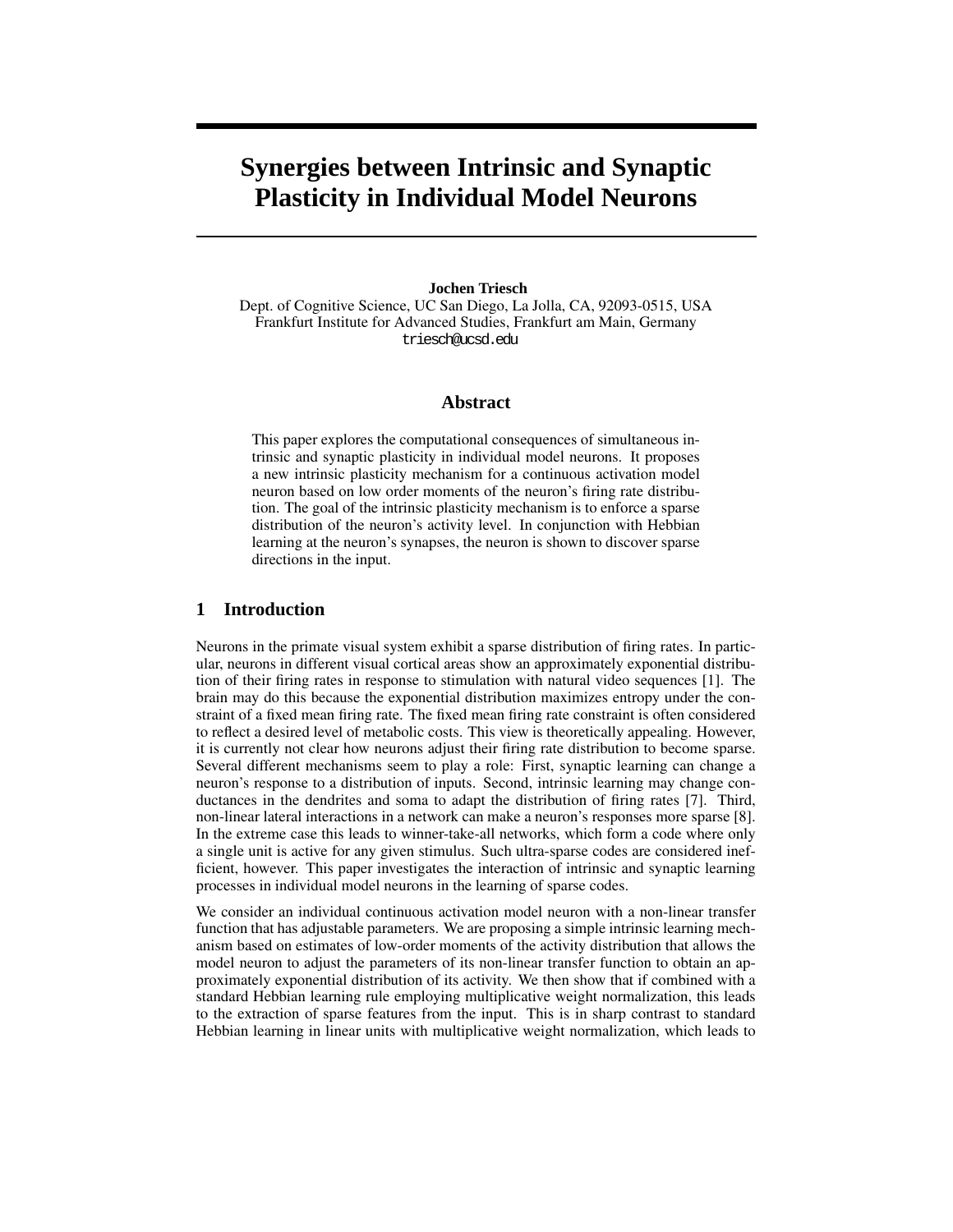# Synergies between Intrinsic and Synaptic Plasticity in Individual Model Neurons

**Jochen Triesch**
Dept. of Cognitive Science, UC San Diego, La Jolla, CA, 92093-0515, USA
Frankfurt Institute for Advanced Studies, Frankfurt am Main, Germany
triesch@ucsd.edu

## Abstract

This paper explores the computational consequences of simultaneous intrinsic and synaptic plasticity in individual model neurons. It proposes a new intrinsic plasticity mechanism for a continuous activation model neuron based on low order moments of the neuron's firing rate distribution. The goal of the intrinsic plasticity mechanism is to enforce a sparse distribution of the neuron's activity level. In conjunction with Hebbian learning at the neuron's synapses, the neuron is shown to discover sparse directions in the input.

## 1 Introduction

Neurons in the primate visual system exhibit a sparse distribution of firing rates. In particular, neurons in different visual cortical areas show an approximately exponential distribution of their firing rates in response to stimulation with natural video sequences [1]. The brain may do this because the exponential distribution maximizes entropy under the constraint of a fixed mean firing rate. The fixed mean firing rate constraint is often considered to reflect a desired level of metabolic costs. This view is theoretically appealing. However, it is currently not clear how neurons adjust their firing rate distribution to become sparse. Several different mechanisms seem to play a role: First, synaptic learning can change a neuron's response to a distribution of inputs. Second, intrinsic learning may change conductances in the dendrites and soma to adapt the distribution of firing rates [7]. Third, non-linear lateral interactions in a network can make a neuron's responses more sparse [8]. In the extreme case this leads to winner-take-all networks, which form a code where only a single unit is active for any given stimulus. Such ultra-sparse codes are considered inefficient, however. This paper investigates the interaction of intrinsic and synaptic learning processes in individual model neurons in the learning of sparse codes.

We consider an individual continuous activation model neuron with a non-linear transfer function that has adjustable parameters. We are proposing a simple intrinsic learning mechanism based on estimates of low-order moments of the activity distribution that allows the model neuron to adjust the parameters of its non-linear transfer function to obtain an approximately exponential distribution of its activity. We then show that if combined with a standard Hebbian learning rule employing multiplicative weight normalization, this leads to the extraction of sparse features from the input. This is in sharp contrast to standard Hebbian learning in linear units with multiplicative weight normalization, which leads to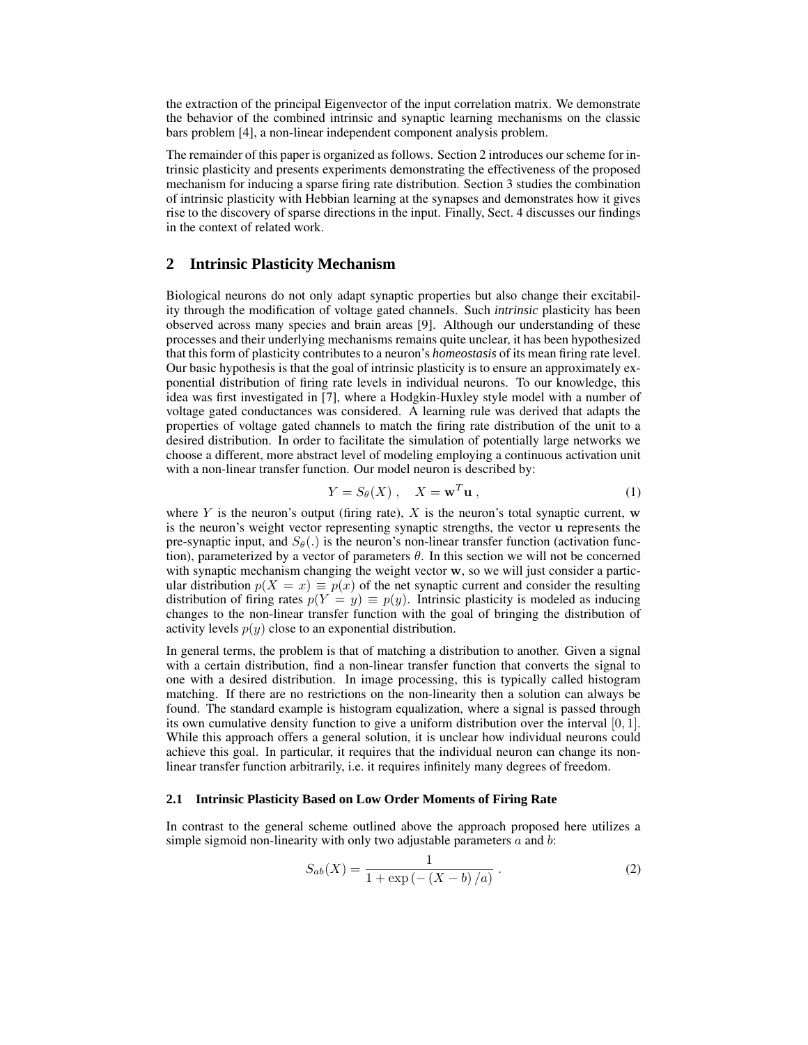the extraction of the principal Eigenvector of the input correlation matrix. We demonstrate the behavior of the combined intrinsic and synaptic learning mechanisms on the classic bars problem [4], a non-linear independent component analysis problem.

The remainder of this paper is organized as follows. Section 2 introduces our scheme for intrinsic plasticity and presents experiments demonstrating the effectiveness of the proposed mechanism for inducing a sparse firing rate distribution. Section 3 studies the combination of intrinsic plasticity with Hebbian learning at the synapses and demonstrates how it gives rise to the discovery of sparse directions in the input. Finally, Sect. 4 discusses our findings in the context of related work.

## 2 Intrinsic Plasticity Mechanism

Biological neurons do not only adapt synaptic properties but also change their excitability through the modification of voltage gated channels. Such *intrinsic* plasticity has been observed across many species and brain areas [9]. Although our understanding of these processes and their underlying mechanisms remains quite unclear, it has been hypothesized that this form of plasticity contributes to a neuron's *homeostasis* of its mean firing rate level. Our basic hypothesis is that the goal of intrinsic plasticity is to ensure an approximately exponential distribution of firing rate levels in individual neurons. To our knowledge, this idea was first investigated in [7], where a Hodgkin-Huxley style model with a number of voltage gated conductances was considered. A learning rule was derived that adapts the properties of voltage gated channels to match the firing rate distribution of the unit to a desired distribution. In order to facilitate the simulation of potentially large networks we choose a different, more abstract level of modeling employing a continuous activation unit with a non-linear transfer function. Our model neuron is described by:

$$Y = S_\theta(X)\;, \quad X = \mathbf{w}^T\mathbf{u}\;, \tag{1}$$

where $Y$ is the neuron's output (firing rate), $X$ is the neuron's total synaptic current, $\mathbf{w}$ is the neuron's weight vector representing synaptic strengths, the vector $\mathbf{u}$ represents the pre-synaptic input, and $S_\theta(.)$ is the neuron's non-linear transfer function (activation function), parameterized by a vector of parameters $\theta$. In this section we will not be concerned with synaptic mechanism changing the weight vector $\mathbf{w}$, so we will just consider a particular distribution $p(X = x) \equiv p(x)$ of the net synaptic current and consider the resulting distribution of firing rates $p(Y = y) \equiv p(y)$. Intrinsic plasticity is modeled as inducing changes to the non-linear transfer function with the goal of bringing the distribution of activity levels $p(y)$ close to an exponential distribution.

In general terms, the problem is that of matching a distribution to another. Given a signal with a certain distribution, find a non-linear transfer function that converts the signal to one with a desired distribution. In image processing, this is typically called histogram matching. If there are no restrictions on the non-linearity then a solution can always be found. The standard example is histogram equalization, where a signal is passed through its own cumulative density function to give a uniform distribution over the interval $[0, 1]$. While this approach offers a general solution, it is unclear how individual neurons could achieve this goal. In particular, it requires that the individual neuron can change its non-linear transfer function arbitrarily, i.e. it requires infinitely many degrees of freedom.

### 2.1 Intrinsic Plasticity Based on Low Order Moments of Firing Rate

In contrast to the general scheme outlined above the approach proposed here utilizes a simple sigmoid non-linearity with only two adjustable parameters $a$ and $b$:

$$S_{ab}(X) = \frac{1}{1 + \exp\left(-\left(X - b\right)/a\right)}\;. \tag{2}$$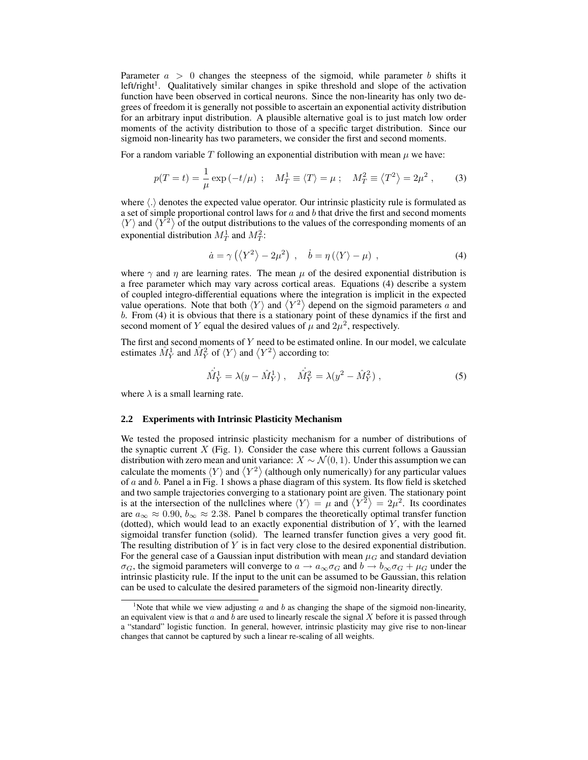Parameter $a > 0$ changes the steepness of the sigmoid, while parameter $b$ shifts it left/right[1]. Qualitatively similar changes in spike threshold and slope of the activation function have been observed in cortical neurons. Since the non-linearity has only two degrees of freedom it is generally not possible to ascertain an exponential activity distribution for an arbitrary input distribution. A plausible alternative goal is to just match low order moments of the activity distribution to those of a specific target distribution. Since our sigmoid non-linearity has two parameters, we consider the first and second moments.

For a random variable $T$ following an exponential distribution with mean $\mu$ we have:

$$p(T = t) = \frac{1}{\mu} \exp\left(-t/\mu\right) \; ; \quad M_T^1 \equiv \langle T \rangle = \mu \; ; \quad M_T^2 \equiv \left\langle T^2 \right\rangle = 2\mu^2 \; , \tag{3}$$

where $\langle . \rangle$ denotes the expected value operator. Our intrinsic plasticity rule is formulated as a set of simple proportional control laws for $a$ and $b$ that drive the first and second moments $\langle Y \rangle$ and $\left\langle Y^2 \right\rangle$ of the output distributions to the values of the corresponding moments of an exponential distribution $M_T^1$ and $M_T^2$:

$$\dot{a} = \gamma \left( \left\langle Y^2 \right\rangle - 2\mu^2 \right) \; , \quad \dot{b} = \eta \left( \langle Y \rangle - \mu \right) \; , \tag{4}$$

where $\gamma$ and $\eta$ are learning rates. The mean $\mu$ of the desired exponential distribution is a free parameter which may vary across cortical areas. Equations (4) describe a system of coupled integro-differential equations where the integration is implicit in the expected value operations. Note that both $\langle Y \rangle$ and $\left\langle Y^2 \right\rangle$ depend on the sigmoid parameters $a$ and $b$. From (4) it is obvious that there is a stationary point of these dynamics if the first and second moment of $Y$ equal the desired values of $\mu$ and $2\mu^2$, respectively.

The first and second moments of $Y$ need to be estimated online. In our model, we calculate estimates $\hat{M}_Y^1$ and $\hat{M}_Y^2$ of $\langle Y \rangle$ and $\left\langle Y^2 \right\rangle$ according to:

$$\dot{\hat{M}}_Y^1 = \lambda (y - \hat{M}_Y^1) \; , \quad \dot{\hat{M}}_Y^2 = \lambda (y^2 - \hat{M}_Y^2) \; , \tag{5}$$

where $\lambda$ is a small learning rate.

### 2.2 Experiments with Intrinsic Plasticity Mechanism

We tested the proposed intrinsic plasticity mechanism for a number of distributions of the synaptic current $X$ (Fig. 1). Consider the case where this current follows a Gaussian distribution with zero mean and unit variance: $X \sim \mathcal{N}(0, 1)$. Under this assumption we can calculate the moments $\langle Y \rangle$ and $\left\langle Y^2 \right\rangle$ (although only numerically) for any particular values of $a$ and $b$. Panel a in Fig. 1 shows a phase diagram of this system. Its flow field is sketched and two sample trajectories converging to a stationary point are given. The stationary point is at the intersection of the nullclines where $\langle Y \rangle = \mu$ and $\left\langle Y^2 \right\rangle = 2\mu^2$. Its coordinates are $a_\infty \approx 0.90$, $b_\infty \approx 2.38$. Panel b compares the theoretically optimal transfer function (dotted), which would lead to an exactly exponential distribution of $Y$, with the learned sigmoidal transfer function (solid). The learned transfer function gives a very good fit. The resulting distribution of $Y$ is in fact very close to the desired exponential distribution. For the general case of a Gaussian input distribution with mean $\mu_G$ and standard deviation $\sigma_G$, the sigmoid parameters will converge to $a \to a_\infty \sigma_G$ and $b \to b_\infty \sigma_G + \mu_G$ under the intrinsic plasticity rule. If the input to the unit can be assumed to be Gaussian, this relation can be used to calculate the desired parameters of the sigmoid non-linearity directly.

[1] Note that while we view adjusting $a$ and $b$ as changing the shape of the sigmoid non-linearity, an equivalent view is that $a$ and $b$ are used to linearly rescale the signal $X$ before it is passed through a "standard" logistic function. In general, however, intrinsic plasticity may give rise to non-linear changes that cannot be captured by such a linear re-scaling of all weights.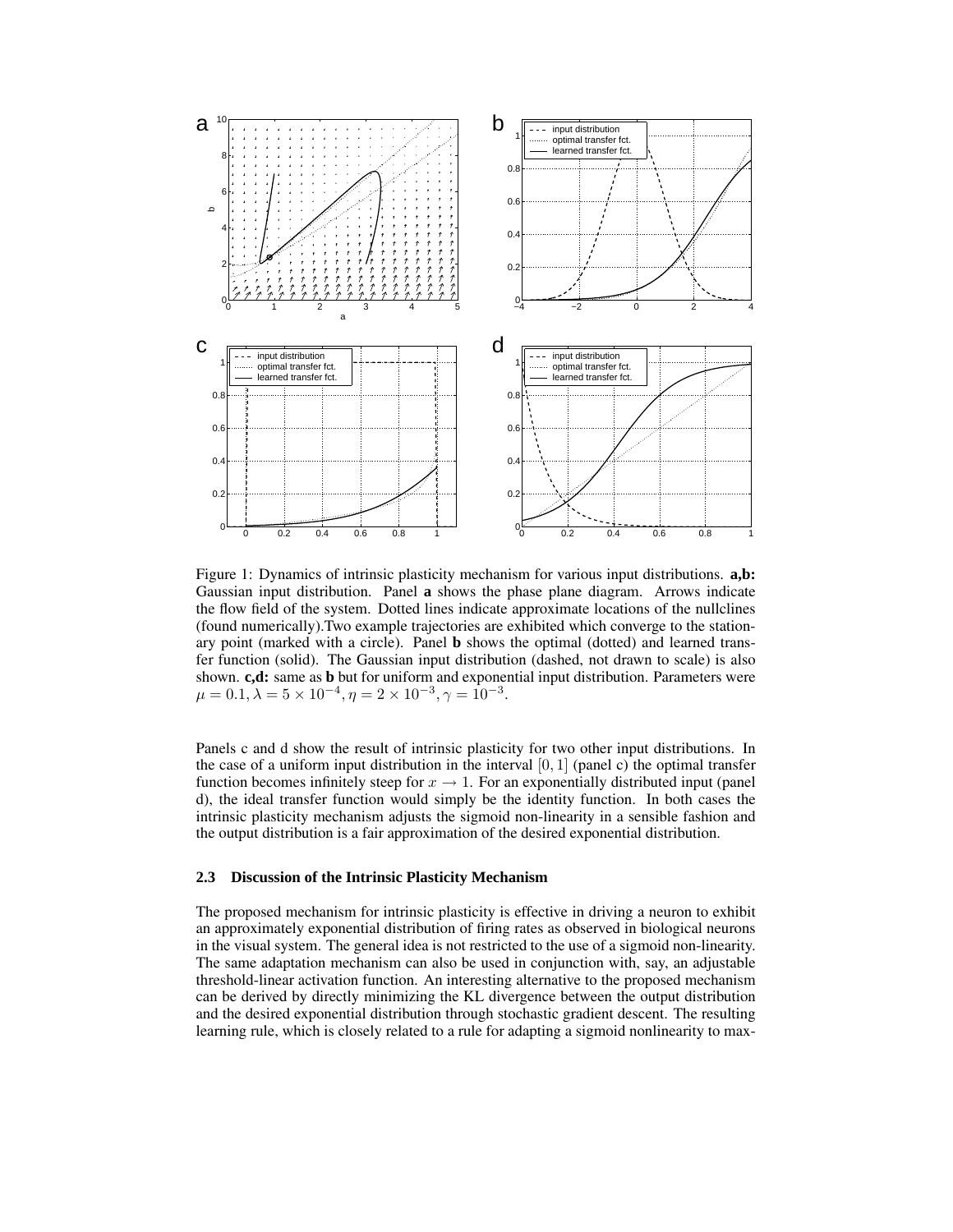Figure 1: Dynamics of intrinsic plasticity mechanism for various input distributions. **a,b:** Gaussian input distribution. Panel **a** shows the phase plane diagram. Arrows indicate the flow field of the system. Dotted lines indicate approximate locations of the nullclines (found numerically).Two example trajectories are exhibited which converge to the stationary point (marked with a circle). Panel **b** shows the optimal (dotted) and learned transfer function (solid). The Gaussian input distribution (dashed, not drawn to scale) is also shown. **c,d:** same as **b** but for uniform and exponential input distribution. Parameters were $\mu = 0.1, \lambda = 5 \times 10^{-4}, \eta = 2 \times 10^{-3}, \gamma = 10^{-3}$.

Panels c and d show the result of intrinsic plasticity for two other input distributions. In the case of a uniform input distribution in the interval $[0, 1]$ (panel c) the optimal transfer function becomes infinitely steep for $x \to 1$. For an exponentially distributed input (panel d), the ideal transfer function would simply be the identity function. In both cases the intrinsic plasticity mechanism adjusts the sigmoid non-linearity in a sensible fashion and the output distribution is a fair approximation of the desired exponential distribution.

### 2.3 Discussion of the Intrinsic Plasticity Mechanism

The proposed mechanism for intrinsic plasticity is effective in driving a neuron to exhibit an approximately exponential distribution of firing rates as observed in biological neurons in the visual system. The general idea is not restricted to the use of a sigmoid non-linearity. The same adaptation mechanism can also be used in conjunction with, say, an adjustable threshold-linear activation function. An interesting alternative to the proposed mechanism can be derived by directly minimizing the KL divergence between the output distribution and the desired exponential distribution through stochastic gradient descent. The resulting learning rule, which is closely related to a rule for adapting a sigmoid nonlinearity to max-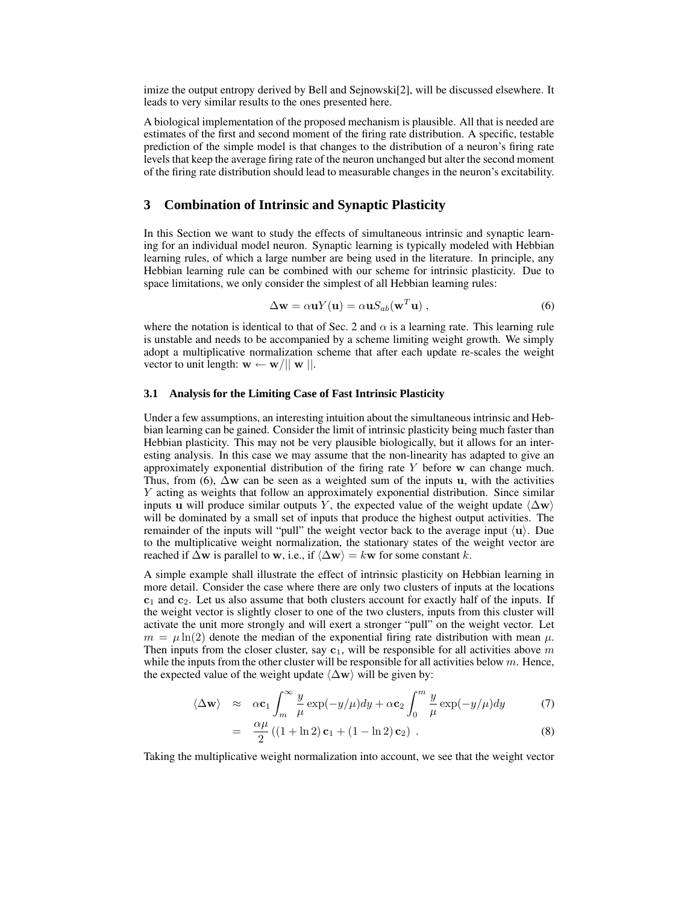imize the output entropy derived by Bell and Sejnowski[2], will be discussed elsewhere. It leads to very similar results to the ones presented here.

A biological implementation of the proposed mechanism is plausible. All that is needed are estimates of the first and second moment of the firing rate distribution. A specific, testable prediction of the simple model is that changes to the distribution of a neuron's firing rate levels that keep the average firing rate of the neuron unchanged but alter the second moment of the firing rate distribution should lead to measurable changes in the neuron's excitability.

## 3 Combination of Intrinsic and Synaptic Plasticity

In this Section we want to study the effects of simultaneous intrinsic and synaptic learning for an individual model neuron. Synaptic learning is typically modeled with Hebbian learning rules, of which a large number are being used in the literature. In principle, any Hebbian learning rule can be combined with our scheme for intrinsic plasticity. Due to space limitations, we only consider the simplest of all Hebbian learning rules:

$$\Delta \mathbf{w} = \alpha \mathbf{u} Y(\mathbf{u}) = \alpha \mathbf{u} S_{ab}(\mathbf{w}^T \mathbf{u}) \,, \tag{6}$$

where the notation is identical to that of Sec. 2 and $\alpha$ is a learning rate. This learning rule is unstable and needs to be accompanied by a scheme limiting weight growth. We simply adopt a multiplicative normalization scheme that after each update re-scales the weight vector to unit length: $\mathbf{w} \leftarrow \mathbf{w} / \| \mathbf{w} \|$.

### 3.1 Analysis for the Limiting Case of Fast Intrinsic Plasticity

Under a few assumptions, an interesting intuition about the simultaneous intrinsic and Hebbian learning can be gained. Consider the limit of intrinsic plasticity being much faster than Hebbian plasticity. This may not be very plausible biologically, but it allows for an interesting analysis. In this case we may assume that the non-linearity has adapted to give an approximately exponential distribution of the firing rate $Y$ before $\mathbf{w}$ can change much. Thus, from (6), $\Delta\mathbf{w}$ can be seen as a weighted sum of the inputs $\mathbf{u}$, with the activities $Y$ acting as weights that follow an approximately exponential distribution. Since similar inputs $\mathbf{u}$ will produce similar outputs $Y$, the expected value of the weight update $\langle \Delta \mathbf{w} \rangle$ will be dominated by a small set of inputs that produce the highest output activities. The remainder of the inputs will "pull" the weight vector back to the average input $\langle \mathbf{u} \rangle$. Due to the multiplicative weight normalization, the stationary states of the weight vector are reached if $\Delta\mathbf{w}$ is parallel to $\mathbf{w}$, i.e., if $\langle \Delta \mathbf{w} \rangle = k\mathbf{w}$ for some constant $k$.

A simple example shall illustrate the effect of intrinsic plasticity on Hebbian learning in more detail. Consider the case where there are only two clusters of inputs at the locations $\mathbf{c}_1$ and $\mathbf{c}_2$. Let us also assume that both clusters account for exactly half of the inputs. If the weight vector is slightly closer to one of the two clusters, inputs from this cluster will activate the unit more strongly and will exert a stronger "pull" on the weight vector. Let $m = \mu \ln(2)$ denote the median of the exponential firing rate distribution with mean $\mu$. Then inputs from the closer cluster, say $\mathbf{c}_1$, will be responsible for all activities above $m$ while the inputs from the other cluster will be responsible for all activities below $m$. Hence, the expected value of the weight update $\langle \Delta \mathbf{w} \rangle$ will be given by:

$$\langle \Delta \mathbf{w} \rangle \approx \alpha \mathbf{c}_1 \int_m^\infty \frac{y}{\mu} \exp(-y/\mu) dy + \alpha \mathbf{c}_2 \int_0^m \frac{y}{\mu} \exp(-y/\mu) dy \tag{7}$$

$$= \frac{\alpha\mu}{2} \left( (1 + \ln 2)\, \mathbf{c}_1 + (1 - \ln 2)\, \mathbf{c}_2 \right) \,. \tag{8}$$

Taking the multiplicative weight normalization into account, we see that the weight vector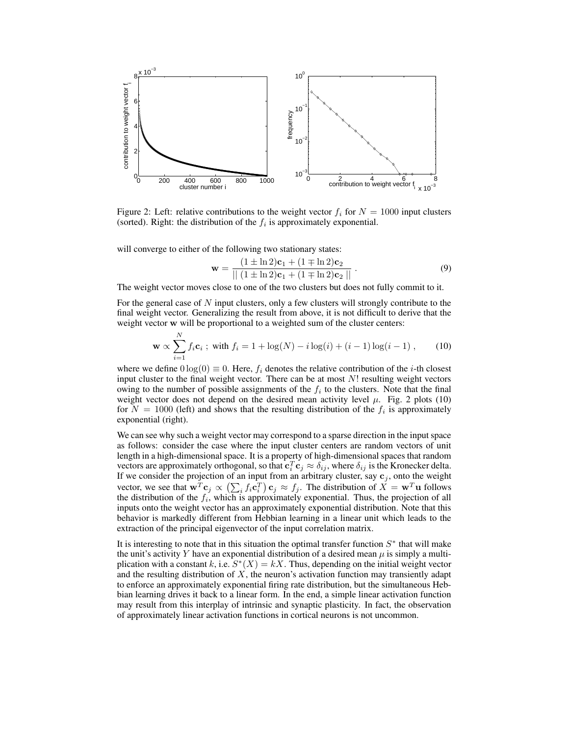Figure 2: Left: relative contributions to the weight vector $f_i$ for $N = 1000$ input clusters (sorted). Right: the distribution of the $f_i$ is approximately exponential.

will converge to either of the following two stationary states:

$$\mathbf{w} = \frac{(1 \pm \ln 2)\mathbf{c}_1 + (1 \mp \ln 2)\mathbf{c}_2}{||\,(1 \pm \ln 2)\mathbf{c}_1 + (1 \mp \ln 2)\mathbf{c}_2\,||} \; . \tag{9}$$

The weight vector moves close to one of the two clusters but does not fully commit to it.

For the general case of $N$ input clusters, only a few clusters will strongly contribute to the final weight vector. Generalizing the result from above, it is not difficult to derive that the weight vector $\mathbf{w}$ will be proportional to a weighted sum of the cluster centers:

$$\mathbf{w} \propto \sum_{i=1}^{N} f_i \mathbf{c}_i \; ; \text{ with } f_i = 1 + \log(N) - i\log(i) + (i-1)\log(i-1) \; , \tag{10}$$

where we define $0\log(0) \equiv 0$. Here, $f_i$ denotes the relative contribution of the $i$-th closest input cluster to the final weight vector. There can be at most $N!$ resulting weight vectors owing to the number of possible assignments of the $f_i$ to the clusters. Note that the final weight vector does not depend on the desired mean activity level $\mu$. Fig. 2 plots (10) for $N = 1000$ (left) and shows that the resulting distribution of the $f_i$ is approximately exponential (right).

We can see why such a weight vector may correspond to a sparse direction in the input space as follows: consider the case where the input cluster centers are random vectors of unit length in a high-dimensional space. It is a property of high-dimensional spaces that random vectors are approximately orthogonal, so that $\mathbf{c}_i^T \mathbf{c}_j \approx \delta_{ij}$, where $\delta_{ij}$ is the Kronecker delta. If we consider the projection of an input from an arbitrary cluster, say $\mathbf{c}_j$, onto the weight vector, we see that $\mathbf{w}^T \mathbf{c}_j \propto \left(\sum_i f_i \mathbf{c}_i^T\right) \mathbf{c}_j \approx f_j$. The distribution of $X = \mathbf{w}^T \mathbf{u}$ follows the distribution of the $f_i$, which is approximately exponential. Thus, the projection of all inputs onto the weight vector has an approximately exponential distribution. Note that this behavior is markedly different from Hebbian learning in a linear unit which leads to the extraction of the principal eigenvector of the input correlation matrix.

It is interesting to note that in this situation the optimal transfer function $S^*$ that will make the unit's activity $Y$ have an exponential distribution of a desired mean $\mu$ is simply a multiplication with a constant $k$, i.e. $S^*(X) = kX$. Thus, depending on the initial weight vector and the resulting distribution of $X$, the neuron's activation function may transiently adapt to enforce an approximately exponential firing rate distribution, but the simultaneous Hebbian learning drives it back to a linear form. In the end, a simple linear activation function may result from this interplay of intrinsic and synaptic plasticity. In fact, the observation of approximately linear activation functions in cortical neurons is not uncommon.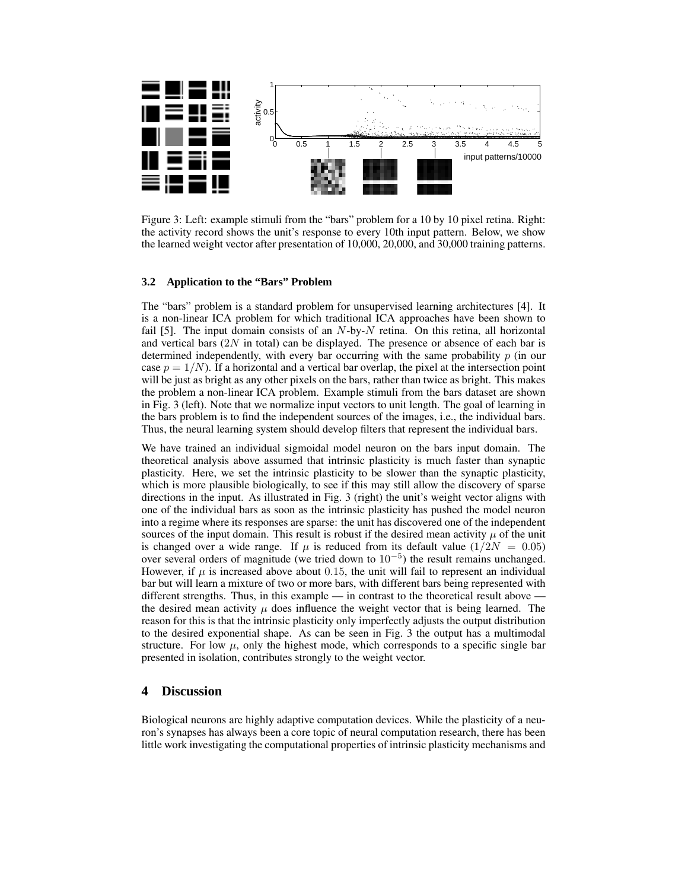Figure 3: Left: example stimuli from the "bars" problem for a 10 by 10 pixel retina. Right: the activity record shows the unit's response to every 10th input pattern. Below, we show the learned weight vector after presentation of 10,000, 20,000, and 30,000 training patterns.

### 3.2 Application to the "Bars" Problem

The "bars" problem is a standard problem for unsupervised learning architectures [4]. It is a non-linear ICA problem for which traditional ICA approaches have been shown to fail [5]. The input domain consists of an $N$-by-$N$ retina. On this retina, all horizontal and vertical bars ($2N$ in total) can be displayed. The presence or absence of each bar is determined independently, with every bar occurring with the same probability $p$ (in our case $p = 1/N$). If a horizontal and a vertical bar overlap, the pixel at the intersection point will be just as bright as any other pixels on the bars, rather than twice as bright. This makes the problem a non-linear ICA problem. Example stimuli from the bars dataset are shown in Fig. 3 (left). Note that we normalize input vectors to unit length. The goal of learning in the bars problem is to find the independent sources of the images, i.e., the individual bars. Thus, the neural learning system should develop filters that represent the individual bars.

We have trained an individual sigmoidal model neuron on the bars input domain. The theoretical analysis above assumed that intrinsic plasticity is much faster than synaptic plasticity. Here, we set the intrinsic plasticity to be slower than the synaptic plasticity, which is more plausible biologically, to see if this may still allow the discovery of sparse directions in the input. As illustrated in Fig. 3 (right) the unit's weight vector aligns with one of the individual bars as soon as the intrinsic plasticity has pushed the model neuron into a regime where its responses are sparse: the unit has discovered one of the independent sources of the input domain. This result is robust if the desired mean activity $\mu$ of the unit is changed over a wide range. If $\mu$ is reduced from its default value ($1/2N = 0.05$) over several orders of magnitude (we tried down to $10^{-5}$) the result remains unchanged. However, if $\mu$ is increased above about $0.15$, the unit will fail to represent an individual bar but will learn a mixture of two or more bars, with different bars being represented with different strengths. Thus, in this example — in contrast to the theoretical result above — the desired mean activity $\mu$ does influence the weight vector that is being learned. The reason for this is that the intrinsic plasticity only imperfectly adjusts the output distribution to the desired exponential shape. As can be seen in Fig. 3 the output has a multimodal structure. For low $\mu$, only the highest mode, which corresponds to a specific single bar presented in isolation, contributes strongly to the weight vector.

## 4 Discussion

Biological neurons are highly adaptive computation devices. While the plasticity of a neuron's synapses has always been a core topic of neural computation research, there has been little work investigating the computational properties of intrinsic plasticity mechanisms and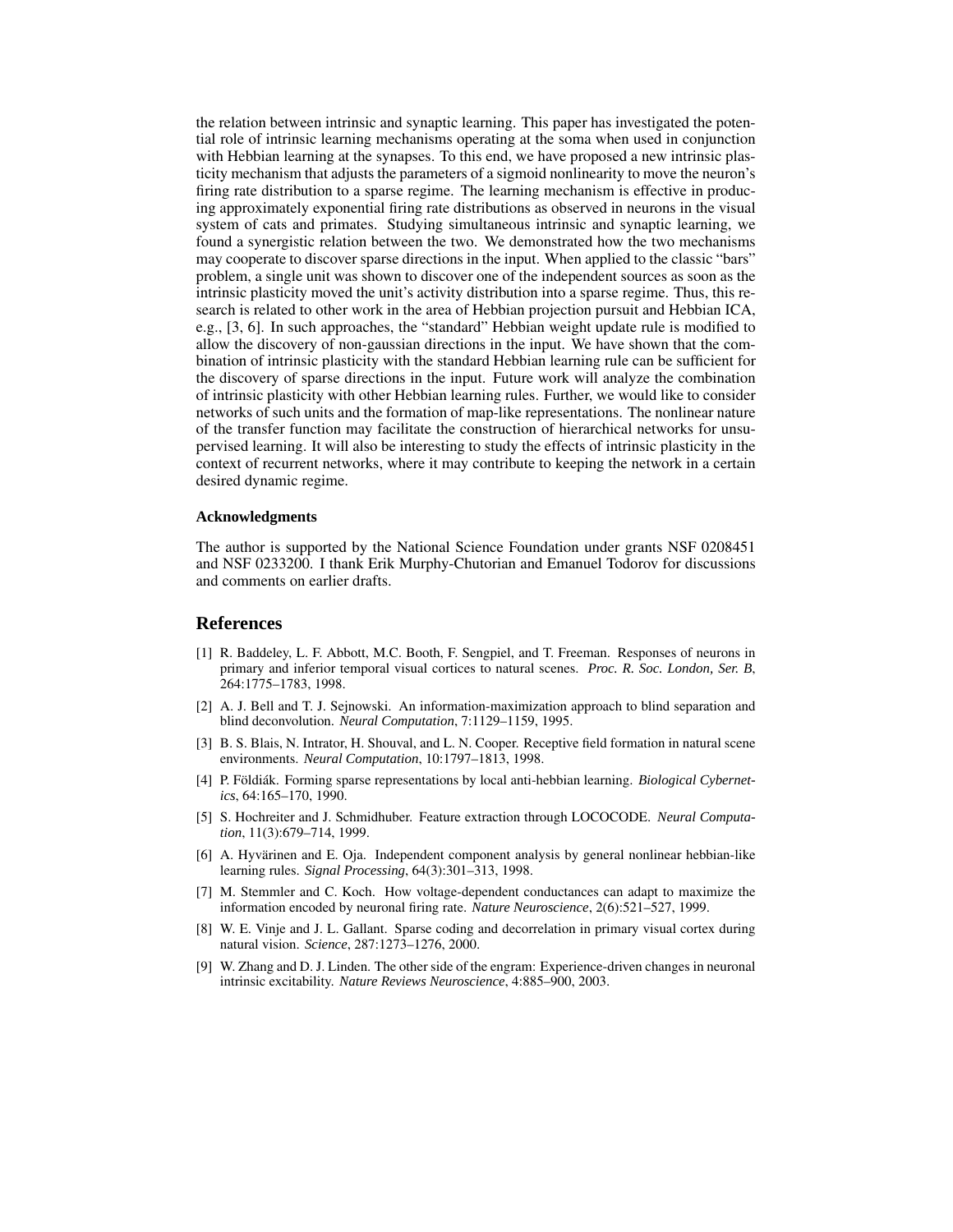the relation between intrinsic and synaptic learning. This paper has investigated the potential role of intrinsic learning mechanisms operating at the soma when used in conjunction with Hebbian learning at the synapses. To this end, we have proposed a new intrinsic plasticity mechanism that adjusts the parameters of a sigmoid nonlinearity to move the neuron's firing rate distribution to a sparse regime. The learning mechanism is effective in producing approximately exponential firing rate distributions as observed in neurons in the visual system of cats and primates. Studying simultaneous intrinsic and synaptic learning, we found a synergistic relation between the two. We demonstrated how the two mechanisms may cooperate to discover sparse directions in the input. When applied to the classic "bars" problem, a single unit was shown to discover one of the independent sources as soon as the intrinsic plasticity moved the unit's activity distribution into a sparse regime. Thus, this research is related to other work in the area of Hebbian projection pursuit and Hebbian ICA, e.g., [3, 6]. In such approaches, the "standard" Hebbian weight update rule is modified to allow the discovery of non-gaussian directions in the input. We have shown that the combination of intrinsic plasticity with the standard Hebbian learning rule can be sufficient for the discovery of sparse directions in the input. Future work will analyze the combination of intrinsic plasticity with other Hebbian learning rules. Further, we would like to consider networks of such units and the formation of map-like representations. The nonlinear nature of the transfer function may facilitate the construction of hierarchical networks for unsupervised learning. It will also be interesting to study the effects of intrinsic plasticity in the context of recurrent networks, where it may contribute to keeping the network in a certain desired dynamic regime.

#### Acknowledgments

The author is supported by the National Science Foundation under grants NSF 0208451 and NSF 0233200. I thank Erik Murphy-Chutorian and Emanuel Todorov for discussions and comments on earlier drafts.

## References

[1] R. Baddeley, L. F. Abbott, M.C. Booth, F. Sengpiel, and T. Freeman. Responses of neurons in primary and inferior temporal visual cortices to natural scenes. *Proc. R. Soc. London, Ser. B*, 264:1775–1783, 1998.

[2] A. J. Bell and T. J. Sejnowski. An information-maximization approach to blind separation and blind deconvolution. *Neural Computation*, 7:1129–1159, 1995.

[3] B. S. Blais, N. Intrator, H. Shouval, and L. N. Cooper. Receptive field formation in natural scene environments. *Neural Computation*, 10:1797–1813, 1998.

[4] P. Földiák. Forming sparse representations by local anti-hebbian learning. *Biological Cybernetics*, 64:165–170, 1990.

[5] S. Hochreiter and J. Schmidhuber. Feature extraction through LOCOCODE. *Neural Computation*, 11(3):679–714, 1999.

[6] A. Hyvärinen and E. Oja. Independent component analysis by general nonlinear hebbian-like learning rules. *Signal Processing*, 64(3):301–313, 1998.

[7] M. Stemmler and C. Koch. How voltage-dependent conductances can adapt to maximize the information encoded by neuronal firing rate. *Nature Neuroscience*, 2(6):521–527, 1999.

[8] W. E. Vinje and J. L. Gallant. Sparse coding and decorrelation in primary visual cortex during natural vision. *Science*, 287:1273–1276, 2000.

[9] W. Zhang and D. J. Linden. The other side of the engram: Experience-driven changes in neuronal intrinsic excitability. *Nature Reviews Neuroscience*, 4:885–900, 2003.